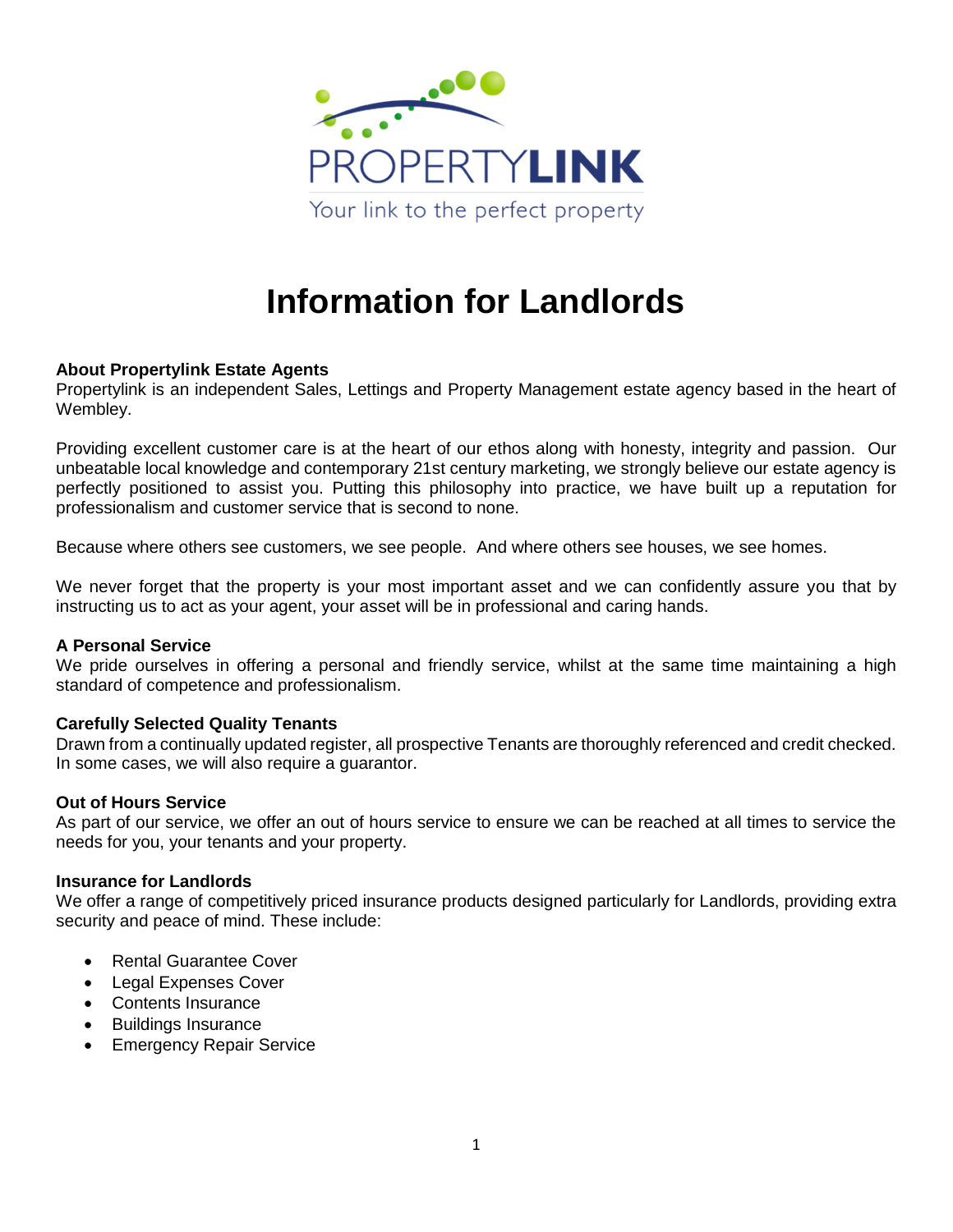PROPERTYLINK

Your link to the perfect property

# Information for Landlords

**About Propertylink Estate Agents**
Propertylink is an independent Sales, Lettings and Property Management estate agency based in the heart of Wembley.

Providing excellent customer care is at the heart of our ethos along with honesty, integrity and passion. Our unbeatable local knowledge and contemporary 21st century marketing, we strongly believe our estate agency is perfectly positioned to assist you. Putting this philosophy into practice, we have built up a reputation for professionalism and customer service that is second to none.

Because where others see customers, we see people. And where others see houses, we see homes.

We never forget that the property is your most important asset and we can confidently assure you that by instructing us to act as your agent, your asset will be in professional and caring hands.

**A Personal Service**
We pride ourselves in offering a personal and friendly service, whilst at the same time maintaining a high standard of competence and professionalism.

**Carefully Selected Quality Tenants**
Drawn from a continually updated register, all prospective Tenants are thoroughly referenced and credit checked. In some cases, we will also require a guarantor.

**Out of Hours Service**
As part of our service, we offer an out of hours service to ensure we can be reached at all times to service the needs for you, your tenants and your property.

**Insurance for Landlords**
We offer a range of competitively priced insurance products designed particularly for Landlords, providing extra security and peace of mind. These include:

- Rental Guarantee Cover
- Legal Expenses Cover
- Contents Insurance
- Buildings Insurance
- Emergency Repair Service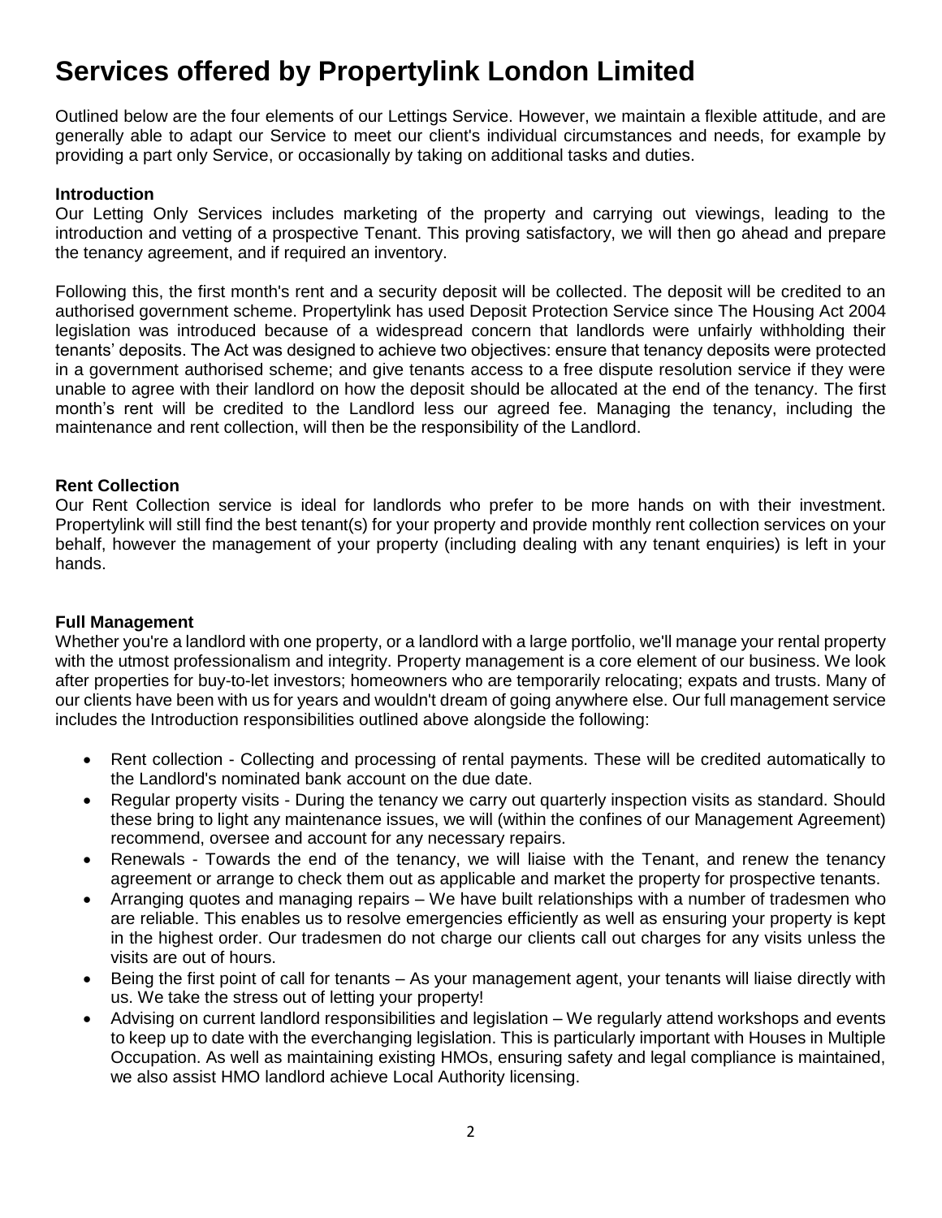# Services offered by Propertylink London Limited

Outlined below are the four elements of our Lettings Service. However, we maintain a flexible attitude, and are generally able to adapt our Service to meet our client's individual circumstances and needs, for example by providing a part only Service, or occasionally by taking on additional tasks and duties.

**Introduction**

Our Letting Only Services includes marketing of the property and carrying out viewings, leading to the introduction and vetting of a prospective Tenant. This proving satisfactory, we will then go ahead and prepare the tenancy agreement, and if required an inventory.

Following this, the first month's rent and a security deposit will be collected. The deposit will be credited to an authorised government scheme. Propertylink has used Deposit Protection Service since The Housing Act 2004 legislation was introduced because of a widespread concern that landlords were unfairly withholding their tenants' deposits. The Act was designed to achieve two objectives: ensure that tenancy deposits were protected in a government authorised scheme; and give tenants access to a free dispute resolution service if they were unable to agree with their landlord on how the deposit should be allocated at the end of the tenancy. The first month's rent will be credited to the Landlord less our agreed fee. Managing the tenancy, including the maintenance and rent collection, will then be the responsibility of the Landlord.

**Rent Collection**

Our Rent Collection service is ideal for landlords who prefer to be more hands on with their investment. Propertylink will still find the best tenant(s) for your property and provide monthly rent collection services on your behalf, however the management of your property (including dealing with any tenant enquiries) is left in your hands.

**Full Management**

Whether you're a landlord with one property, or a landlord with a large portfolio, we'll manage your rental property with the utmost professionalism and integrity. Property management is a core element of our business. We look after properties for buy-to-let investors; homeowners who are temporarily relocating; expats and trusts. Many of our clients have been with us for years and wouldn't dream of going anywhere else. Our full management service includes the Introduction responsibilities outlined above alongside the following:

- Rent collection - Collecting and processing of rental payments. These will be credited automatically to the Landlord's nominated bank account on the due date.
- Regular property visits - During the tenancy we carry out quarterly inspection visits as standard. Should these bring to light any maintenance issues, we will (within the confines of our Management Agreement) recommend, oversee and account for any necessary repairs.
- Renewals - Towards the end of the tenancy, we will liaise with the Tenant, and renew the tenancy agreement or arrange to check them out as applicable and market the property for prospective tenants.
- Arranging quotes and managing repairs – We have built relationships with a number of tradesmen who are reliable. This enables us to resolve emergencies efficiently as well as ensuring your property is kept in the highest order. Our tradesmen do not charge our clients call out charges for any visits unless the visits are out of hours.
- Being the first point of call for tenants – As your management agent, your tenants will liaise directly with us. We take the stress out of letting your property!
- Advising on current landlord responsibilities and legislation – We regularly attend workshops and events to keep up to date with the everchanging legislation. This is particularly important with Houses in Multiple Occupation. As well as maintaining existing HMOs, ensuring safety and legal compliance is maintained, we also assist HMO landlord achieve Local Authority licensing.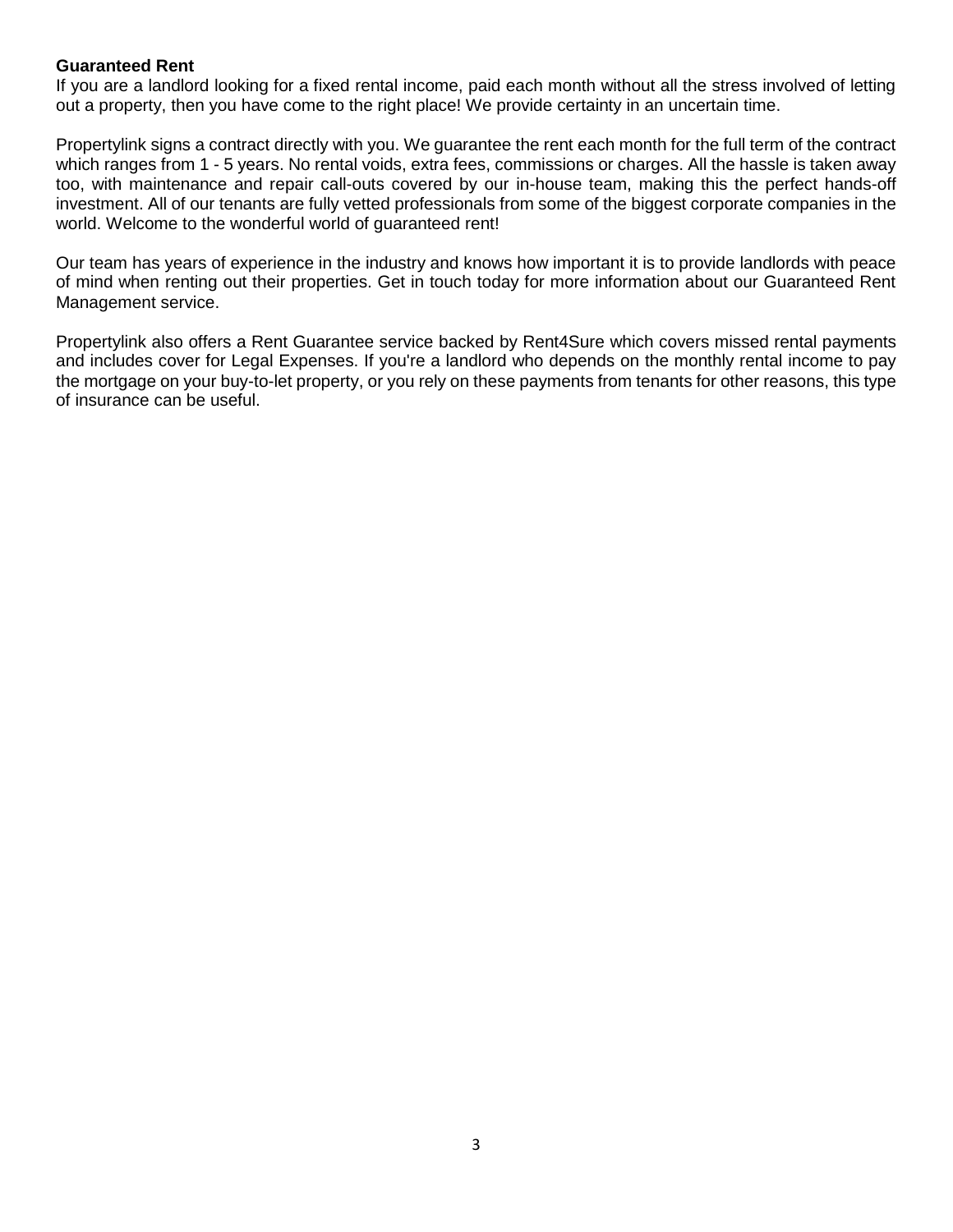**Guaranteed Rent**

If you are a landlord looking for a fixed rental income, paid each month without all the stress involved of letting out a property, then you have come to the right place! We provide certainty in an uncertain time.

Propertylink signs a contract directly with you. We guarantee the rent each month for the full term of the contract which ranges from 1 - 5 years. No rental voids, extra fees, commissions or charges. All the hassle is taken away too, with maintenance and repair call-outs covered by our in-house team, making this the perfect hands-off investment. All of our tenants are fully vetted professionals from some of the biggest corporate companies in the world. Welcome to the wonderful world of guaranteed rent!

Our team has years of experience in the industry and knows how important it is to provide landlords with peace of mind when renting out their properties. Get in touch today for more information about our Guaranteed Rent Management service.

Propertylink also offers a Rent Guarantee service backed by Rent4Sure which covers missed rental payments and includes cover for Legal Expenses. If you're a landlord who depends on the monthly rental income to pay the mortgage on your buy-to-let property, or you rely on these payments from tenants for other reasons, this type of insurance can be useful.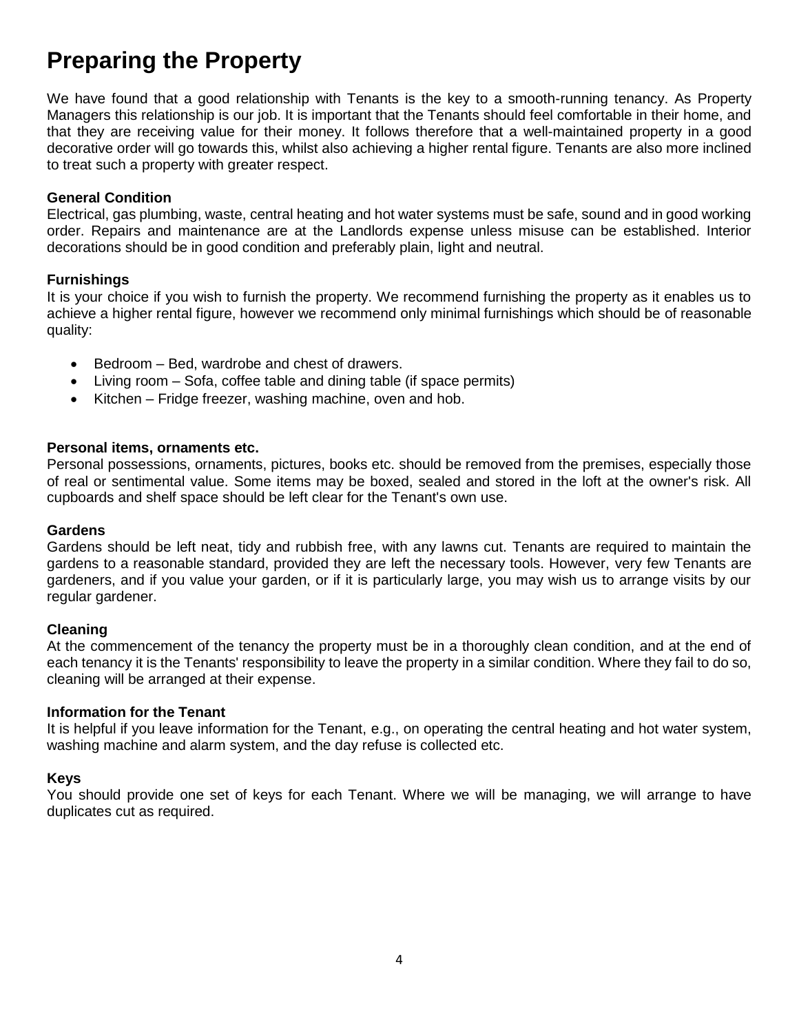# Preparing the Property

We have found that a good relationship with Tenants is the key to a smooth-running tenancy. As Property Managers this relationship is our job. It is important that the Tenants should feel comfortable in their home, and that they are receiving value for their money. It follows therefore that a well-maintained property in a good decorative order will go towards this, whilst also achieving a higher rental figure. Tenants are also more inclined to treat such a property with greater respect.

**General Condition**
Electrical, gas plumbing, waste, central heating and hot water systems must be safe, sound and in good working order. Repairs and maintenance are at the Landlords expense unless misuse can be established. Interior decorations should be in good condition and preferably plain, light and neutral.

**Furnishings**
It is your choice if you wish to furnish the property. We recommend furnishing the property as it enables us to achieve a higher rental figure, however we recommend only minimal furnishings which should be of reasonable quality:

- Bedroom – Bed, wardrobe and chest of drawers.
- Living room – Sofa, coffee table and dining table (if space permits)
- Kitchen – Fridge freezer, washing machine, oven and hob.

**Personal items, ornaments etc.**
Personal possessions, ornaments, pictures, books etc. should be removed from the premises, especially those of real or sentimental value. Some items may be boxed, sealed and stored in the loft at the owner's risk. All cupboards and shelf space should be left clear for the Tenant's own use.

**Gardens**
Gardens should be left neat, tidy and rubbish free, with any lawns cut. Tenants are required to maintain the gardens to a reasonable standard, provided they are left the necessary tools. However, very few Tenants are gardeners, and if you value your garden, or if it is particularly large, you may wish us to arrange visits by our regular gardener.

**Cleaning**
At the commencement of the tenancy the property must be in a thoroughly clean condition, and at the end of each tenancy it is the Tenants' responsibility to leave the property in a similar condition. Where they fail to do so, cleaning will be arranged at their expense.

**Information for the Tenant**
It is helpful if you leave information for the Tenant, e.g., on operating the central heating and hot water system, washing machine and alarm system, and the day refuse is collected etc.

**Keys**
You should provide one set of keys for each Tenant. Where we will be managing, we will arrange to have duplicates cut as required.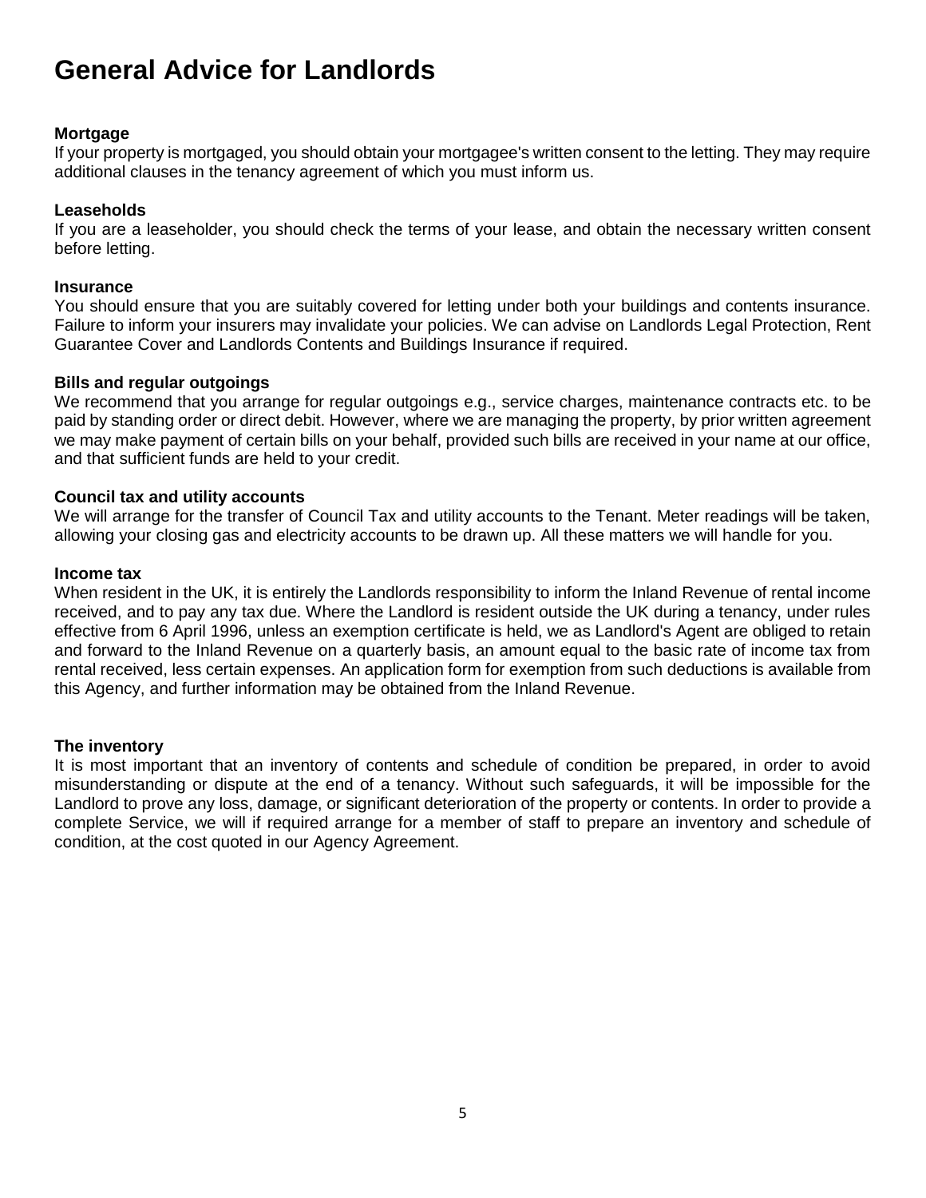# General Advice for Landlords

**Mortgage**
If your property is mortgaged, you should obtain your mortgagee's written consent to the letting. They may require additional clauses in the tenancy agreement of which you must inform us.

**Leaseholds**
If you are a leaseholder, you should check the terms of your lease, and obtain the necessary written consent before letting.

**Insurance**
You should ensure that you are suitably covered for letting under both your buildings and contents insurance. Failure to inform your insurers may invalidate your policies. We can advise on Landlords Legal Protection, Rent Guarantee Cover and Landlords Contents and Buildings Insurance if required.

**Bills and regular outgoings**
We recommend that you arrange for regular outgoings e.g., service charges, maintenance contracts etc. to be paid by standing order or direct debit. However, where we are managing the property, by prior written agreement we may make payment of certain bills on your behalf, provided such bills are received in your name at our office, and that sufficient funds are held to your credit.

**Council tax and utility accounts**
We will arrange for the transfer of Council Tax and utility accounts to the Tenant. Meter readings will be taken, allowing your closing gas and electricity accounts to be drawn up. All these matters we will handle for you.

**Income tax**
When resident in the UK, it is entirely the Landlords responsibility to inform the Inland Revenue of rental income received, and to pay any tax due. Where the Landlord is resident outside the UK during a tenancy, under rules effective from 6 April 1996, unless an exemption certificate is held, we as Landlord's Agent are obliged to retain and forward to the Inland Revenue on a quarterly basis, an amount equal to the basic rate of income tax from rental received, less certain expenses. An application form for exemption from such deductions is available from this Agency, and further information may be obtained from the Inland Revenue.

**The inventory**
It is most important that an inventory of contents and schedule of condition be prepared, in order to avoid misunderstanding or dispute at the end of a tenancy. Without such safeguards, it will be impossible for the Landlord to prove any loss, damage, or significant deterioration of the property or contents. In order to provide a complete Service, we will if required arrange for a member of staff to prepare an inventory and schedule of condition, at the cost quoted in our Agency Agreement.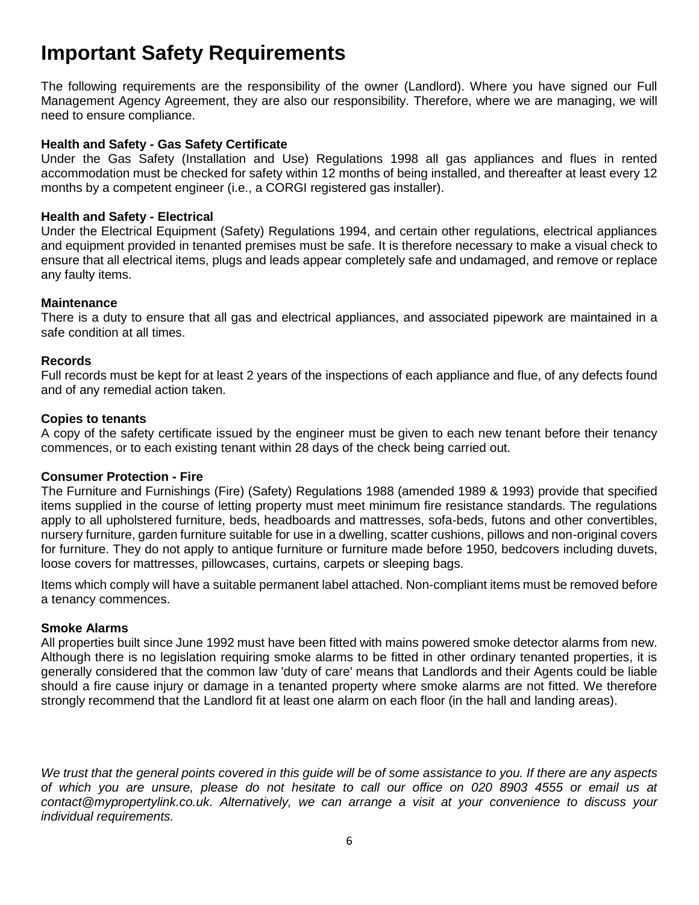# Important Safety Requirements

The following requirements are the responsibility of the owner (Landlord). Where you have signed our Full Management Agency Agreement, they are also our responsibility. Therefore, where we are managing, we will need to ensure compliance.

**Health and Safety - Gas Safety Certificate**
Under the Gas Safety (Installation and Use) Regulations 1998 all gas appliances and flues in rented accommodation must be checked for safety within 12 months of being installed, and thereafter at least every 12 months by a competent engineer (i.e., a CORGI registered gas installer).

**Health and Safety - Electrical**
Under the Electrical Equipment (Safety) Regulations 1994, and certain other regulations, electrical appliances and equipment provided in tenanted premises must be safe. It is therefore necessary to make a visual check to ensure that all electrical items, plugs and leads appear completely safe and undamaged, and remove or replace any faulty items.

**Maintenance**
There is a duty to ensure that all gas and electrical appliances, and associated pipework are maintained in a safe condition at all times.

**Records**
Full records must be kept for at least 2 years of the inspections of each appliance and flue, of any defects found and of any remedial action taken.

**Copies to tenants**
A copy of the safety certificate issued by the engineer must be given to each new tenant before their tenancy commences, or to each existing tenant within 28 days of the check being carried out.

**Consumer Protection - Fire**
The Furniture and Furnishings (Fire) (Safety) Regulations 1988 (amended 1989 & 1993) provide that specified items supplied in the course of letting property must meet minimum fire resistance standards. The regulations apply to all upholstered furniture, beds, headboards and mattresses, sofa-beds, futons and other convertibles, nursery furniture, garden furniture suitable for use in a dwelling, scatter cushions, pillows and non-original covers for furniture. They do not apply to antique furniture or furniture made before 1950, bedcovers including duvets, loose covers for mattresses, pillowcases, curtains, carpets or sleeping bags.

Items which comply will have a suitable permanent label attached. Non-compliant items must be removed before a tenancy commences.

**Smoke Alarms**
All properties built since June 1992 must have been fitted with mains powered smoke detector alarms from new. Although there is no legislation requiring smoke alarms to be fitted in other ordinary tenanted properties, it is generally considered that the common law 'duty of care' means that Landlords and their Agents could be liable should a fire cause injury or damage in a tenanted property where smoke alarms are not fitted. We therefore strongly recommend that the Landlord fit at least one alarm on each floor (in the hall and landing areas).

*We trust that the general points covered in this guide will be of some assistance to you. If there are any aspects of which you are unsure, please do not hesitate to call our office on 020 8903 4555 or email us at contact@mypropertylink.co.uk. Alternatively, we can arrange a visit at your convenience to discuss your individual requirements.*